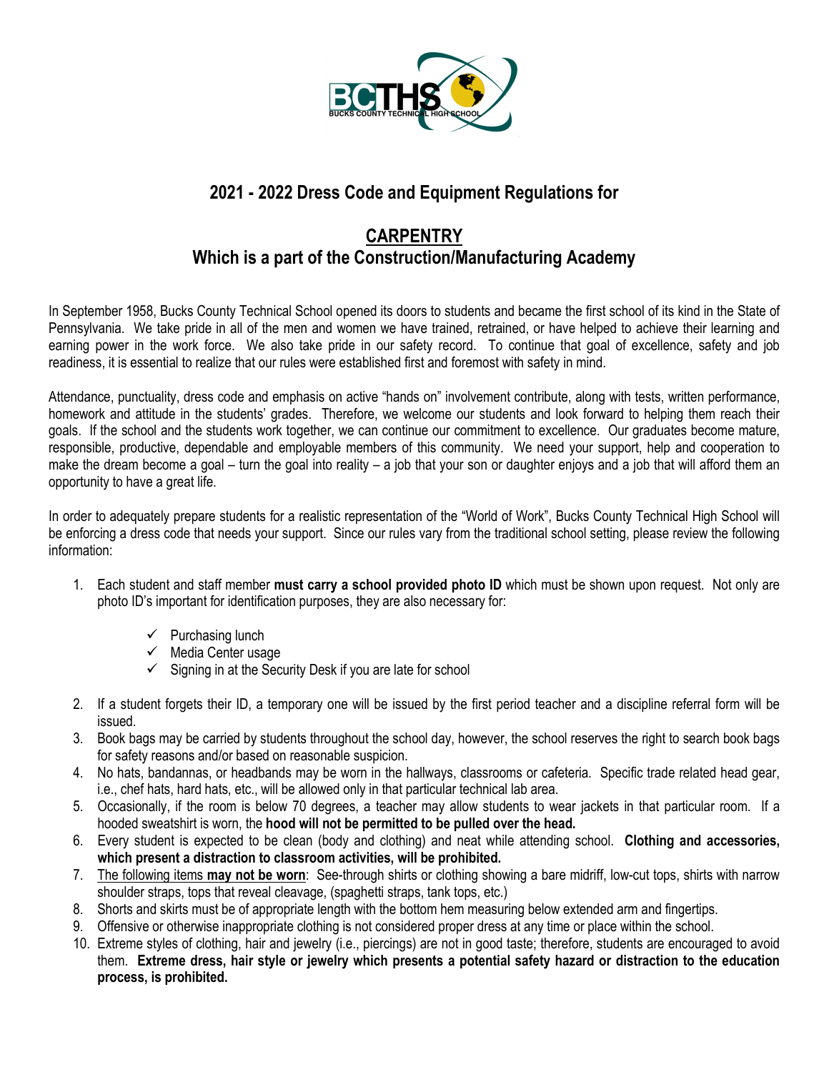BCTHS
BUCKS COUNTY TECHNICAL HIGH SCHOOL

## 2021 - 2022 Dress Code and Equipment Regulations for

## CARPENTRY
## Which is a part of the Construction/Manufacturing Academy

In September 1958, Bucks County Technical School opened its doors to students and became the first school of its kind in the State of Pennsylvania. We take pride in all of the men and women we have trained, retrained, or have helped to achieve their learning and earning power in the work force. We also take pride in our safety record. To continue that goal of excellence, safety and job readiness, it is essential to realize that our rules were established first and foremost with safety in mind.

Attendance, punctuality, dress code and emphasis on active "hands on" involvement contribute, along with tests, written performance, homework and attitude in the students' grades. Therefore, we welcome our students and look forward to helping them reach their goals. If the school and the students work together, we can continue our commitment to excellence. Our graduates become mature, responsible, productive, dependable and employable members of this community. We need your support, help and cooperation to make the dream become a goal – turn the goal into reality – a job that your son or daughter enjoys and a job that will afford them an opportunity to have a great life.

In order to adequately prepare students for a realistic representation of the "World of Work", Bucks County Technical High School will be enforcing a dress code that needs your support. Since our rules vary from the traditional school setting, please review the following information:

1. Each student and staff member **must carry a school provided photo ID** which must be shown upon request. Not only are photo ID's important for identification purposes, they are also necessary for:
   - ✓ Purchasing lunch
   - ✓ Media Center usage
   - ✓ Signing in at the Security Desk if you are late for school
2. If a student forgets their ID, a temporary one will be issued by the first period teacher and a discipline referral form will be issued.
3. Book bags may be carried by students throughout the school day, however, the school reserves the right to search book bags for safety reasons and/or based on reasonable suspicion.
4. No hats, bandannas, or headbands may be worn in the hallways, classrooms or cafeteria. Specific trade related head gear, i.e., chef hats, hard hats, etc., will be allowed only in that particular technical lab area.
5. Occasionally, if the room is below 70 degrees, a teacher may allow students to wear jackets in that particular room. If a hooded sweatshirt is worn, the **hood will not be permitted to be pulled over the head.**
6. Every student is expected to be clean (body and clothing) and neat while attending school. **Clothing and accessories, which present a distraction to classroom activities, will be prohibited.**
7. <u>The following items **may not be worn**</u>: See-through shirts or clothing showing a bare midriff, low-cut tops, shirts with narrow shoulder straps, tops that reveal cleavage, (spaghetti straps, tank tops, etc.)
8. Shorts and skirts must be of appropriate length with the bottom hem measuring below extended arm and fingertips.
9. Offensive or otherwise inappropriate clothing is not considered proper dress at any time or place within the school.
10. Extreme styles of clothing, hair and jewelry (i.e., piercings) are not in good taste; therefore, students are encouraged to avoid them. **Extreme dress, hair style or jewelry which presents a potential safety hazard or distraction to the education process, is prohibited.**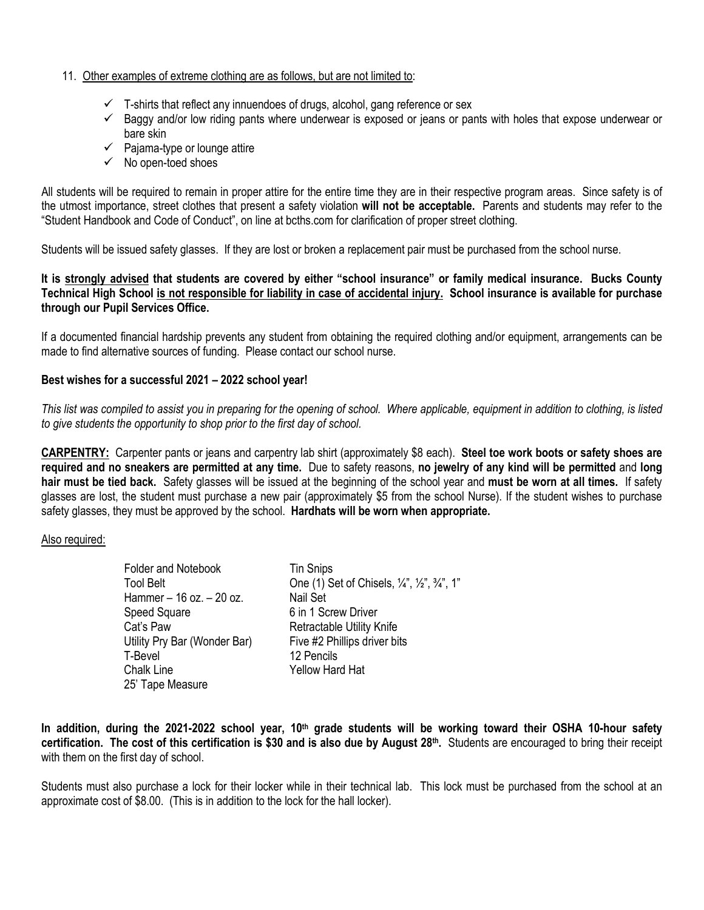11. Other examples of extreme clothing are as follows, but are not limited to:

    - ✓ T-shirts that reflect any innuendoes of drugs, alcohol, gang reference or sex
    - ✓ Baggy and/or low riding pants where underwear is exposed or jeans or pants with holes that expose underwear or bare skin
    - ✓ Pajama-type or lounge attire
    - ✓ No open-toed shoes

All students will be required to remain in proper attire for the entire time they are in their respective program areas. Since safety is of the utmost importance, street clothes that present a safety violation **will not be acceptable.** Parents and students may refer to the "Student Handbook and Code of Conduct", on line at bcths.com for clarification of proper street clothing.

Students will be issued safety glasses. If they are lost or broken a replacement pair must be purchased from the school nurse.

**It is strongly advised that students are covered by either "school insurance" or family medical insurance. Bucks County Technical High School is not responsible for liability in case of accidental injury. School insurance is available for purchase through our Pupil Services Office.**

If a documented financial hardship prevents any student from obtaining the required clothing and/or equipment, arrangements can be made to find alternative sources of funding. Please contact our school nurse.

**Best wishes for a successful 2021 – 2022 school year!**

*This list was compiled to assist you in preparing for the opening of school. Where applicable, equipment in addition to clothing, is listed to give students the opportunity to shop prior to the first day of school.*

**CARPENTRY:** Carpenter pants or jeans and carpentry lab shirt (approximately $8 each). **Steel toe work boots or safety shoes are required and no sneakers are permitted at any time.** Due to safety reasons, **no jewelry of any kind will be permitted** and **long hair must be tied back.** Safety glasses will be issued at the beginning of the school year and **must be worn at all times.** If safety glasses are lost, the student must purchase a new pair (approximately $5 from the school Nurse). If the student wishes to purchase safety glasses, they must be approved by the school. **Hardhats will be worn when appropriate.**

Also required:

| | |
|---|---|
| Folder and Notebook | Tin Snips |
| Tool Belt | One (1) Set of Chisels, ¼", ½", ¾", 1" |
| Hammer – 16 oz. – 20 oz. | Nail Set |
| Speed Square | 6 in 1 Screw Driver |
| Cat's Paw | Retractable Utility Knife |
| Utility Pry Bar (Wonder Bar) | Five #2 Phillips driver bits |
| T-Bevel | 12 Pencils |
| Chalk Line | Yellow Hard Hat |
| 25' Tape Measure | |

**In addition, during the 2021-2022 school year, 10th grade students will be working toward their OSHA 10-hour safety certification. The cost of this certification is $30 and is also due by August 28th.** Students are encouraged to bring their receipt with them on the first day of school.

Students must also purchase a lock for their locker while in their technical lab. This lock must be purchased from the school at an approximate cost of $8.00. (This is in addition to the lock for the hall locker).